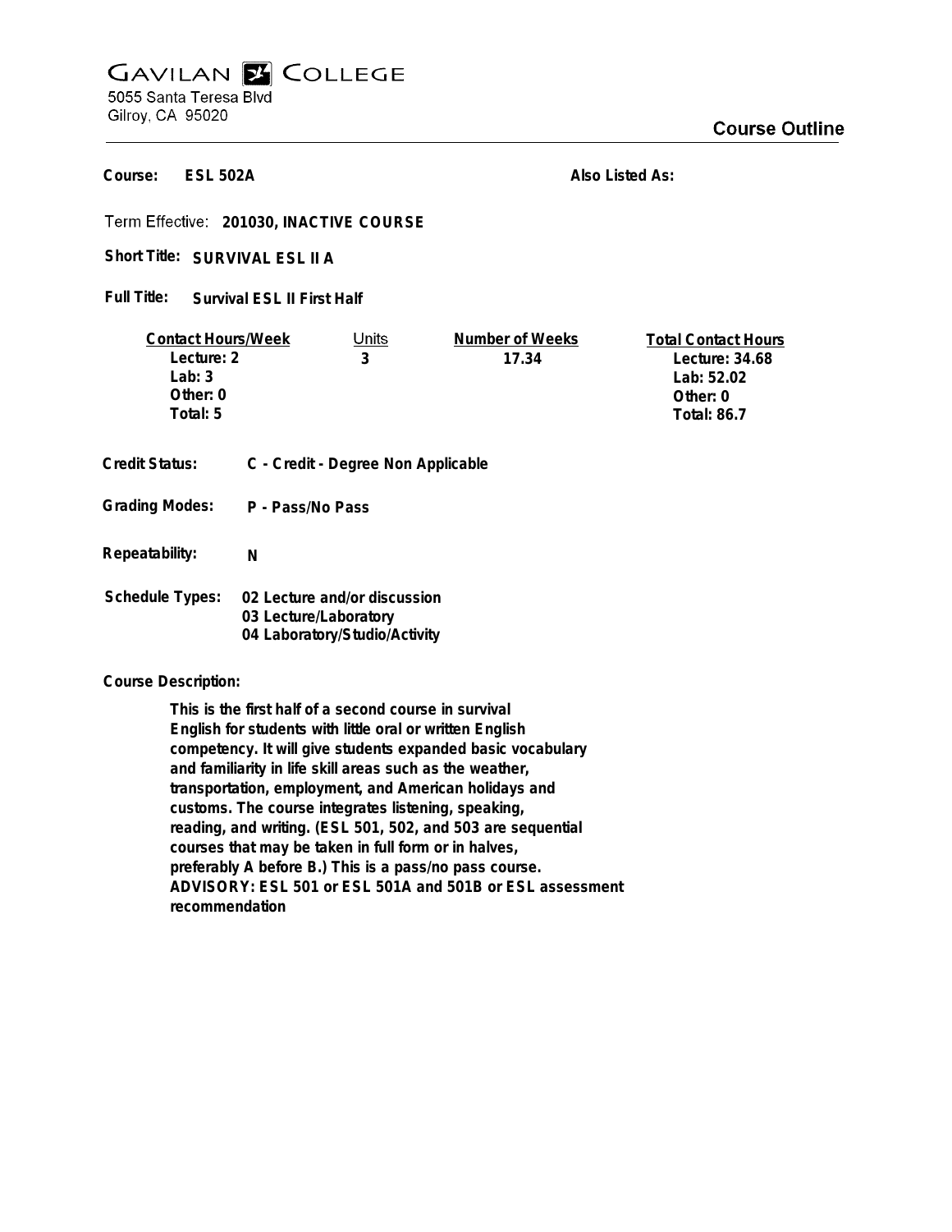# GAVILAN COLLEGE

5055 Santa Teresa Blvd
Gilroy, CA 95020

## Course Outline

**Course:** **ESL 502A** **Also Listed As:**

Term Effective: **201030, INACTIVE COURSE**

**Short Title:** **SURVIVAL ESL II A**

**Full Title:** **Survival ESL II First Half**

| Contact Hours/Week | Units | Number of Weeks | Total Contact Hours |
|---|---|---|---|
| Lecture: 2 | 3 | 17.34 | Lecture: 34.68 |
| Lab: 3 | | | Lab: 52.02 |
| Other: 0 | | | Other: 0 |
| Total: 5 | | | Total: 86.7 |

**Credit Status:** **C - Credit - Degree Non Applicable**

**Grading Modes:** **P - Pass/No Pass**

**Repeatability:** **N**

**Schedule Types:** **02 Lecture and/or discussion**
**03 Lecture/Laboratory**
**04 Laboratory/Studio/Activity**

**Course Description:**

**This is the first half of a second course in survival English for students with little oral or written English competency. It will give students expanded basic vocabulary and familiarity in life skill areas such as the weather, transportation, employment, and American holidays and customs. The course integrates listening, speaking, reading, and writing. (ESL 501, 502, and 503 are sequential courses that may be taken in full form or in halves, preferably A before B.) This is a pass/no pass course. ADVISORY: ESL 501 or ESL 501A and 501B or ESL assessment recommendation**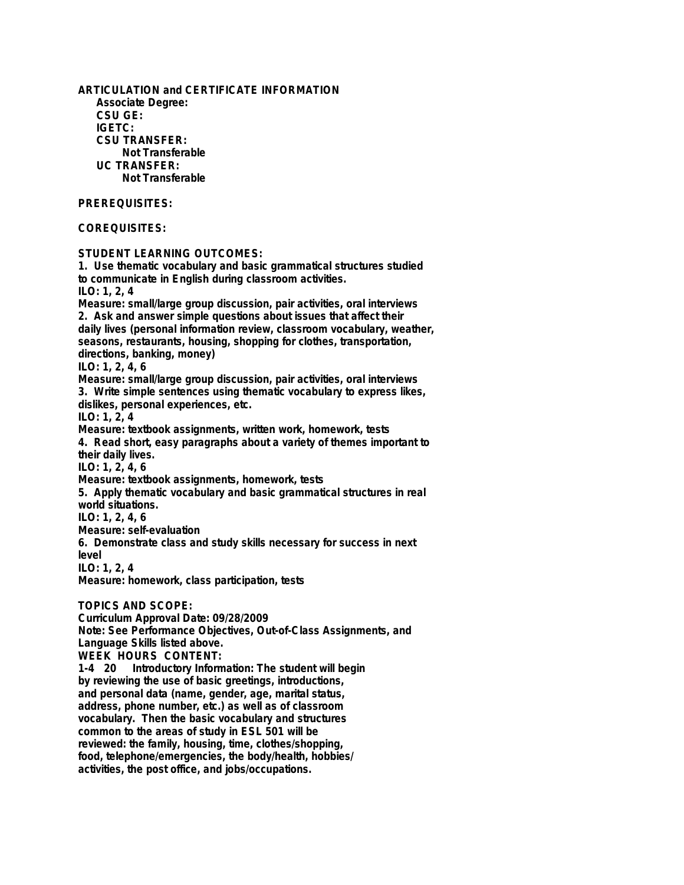## ARTICULATION and CERTIFICATE INFORMATION

**Associate Degree:**

**CSU GE:**

**IGETC:**

**CSU TRANSFER:**

Not Transferable

**UC TRANSFER:**

Not Transferable

## PREREQUISITES:

## COREQUISITES:

## STUDENT LEARNING OUTCOMES:

1. Use thematic vocabulary and basic grammatical structures studied to communicate in English during classroom activities.
ILO: 1, 2, 4
Measure: small/large group discussion, pair activities, oral interviews
2. Ask and answer simple questions about issues that affect their daily lives (personal information review, classroom vocabulary, weather, seasons, restaurants, housing, shopping for clothes, transportation, directions, banking, money)
ILO: 1, 2, 4, 6
Measure: small/large group discussion, pair activities, oral interviews
3. Write simple sentences using thematic vocabulary to express likes, dislikes, personal experiences, etc.
ILO: 1, 2, 4
Measure: textbook assignments, written work, homework, tests
4. Read short, easy paragraphs about a variety of themes important to their daily lives.
ILO: 1, 2, 4, 6
Measure: textbook assignments, homework, tests
5. Apply thematic vocabulary and basic grammatical structures in real world situations.
ILO: 1, 2, 4, 6
Measure: self-evaluation
6. Demonstrate class and study skills necessary for success in next level
ILO: 1, 2, 4
Measure: homework, class participation, tests

## TOPICS AND SCOPE:

Curriculum Approval Date: 09/28/2009
Note: See Performance Objectives, Out-of-Class Assignments, and Language Skills listed above.

WEEK HOURS CONTENT:

1-4 20 Introductory Information: The student will begin by reviewing the use of basic greetings, introductions, and personal data (name, gender, age, marital status, address, phone number, etc.) as well as of classroom vocabulary. Then the basic vocabulary and structures common to the areas of study in ESL 501 will be reviewed: the family, housing, time, clothes/shopping, food, telephone/emergencies, the body/health, hobbies/activities, the post office, and jobs/occupations.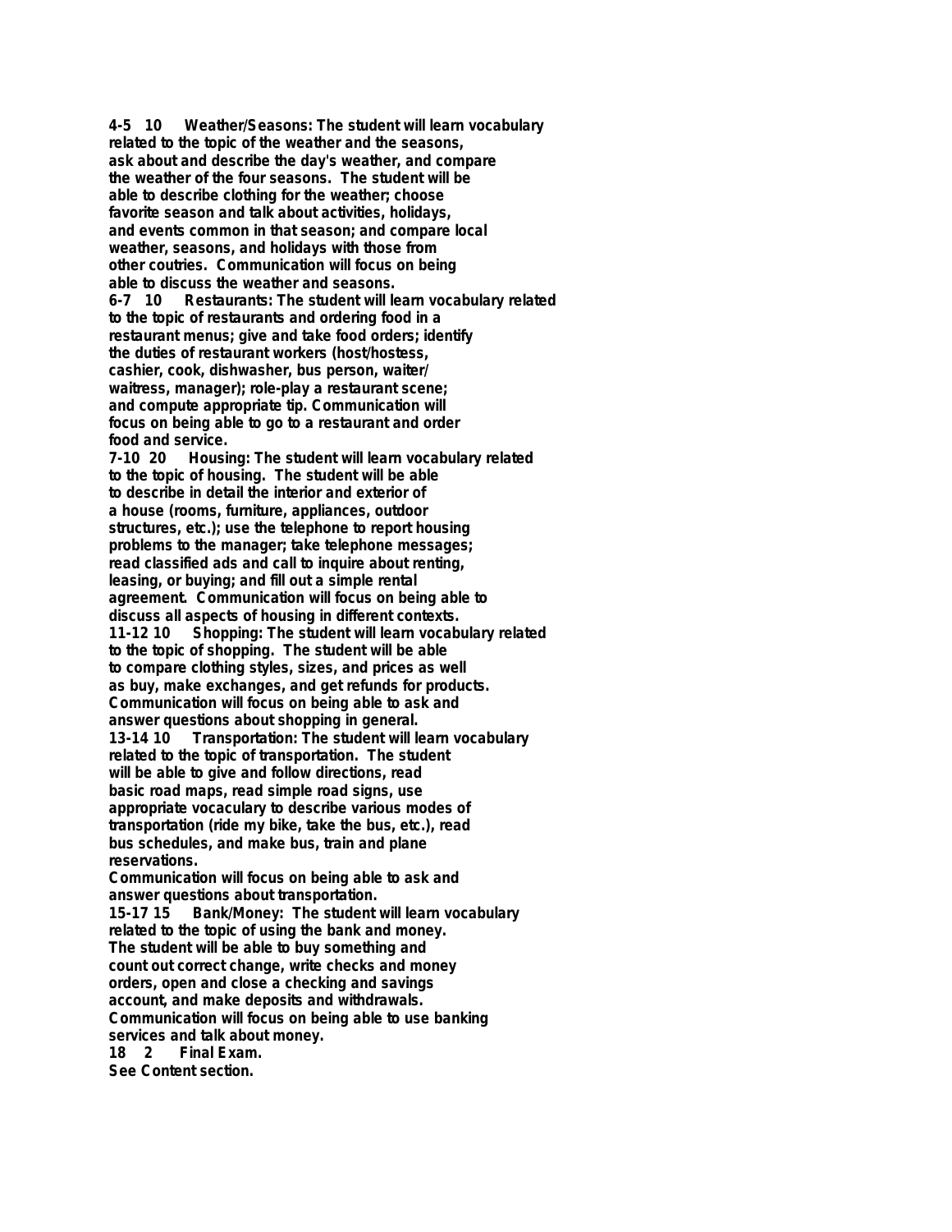**4-5 10 Weather/Seasons: The student will learn vocabulary related to the topic of the weather and the seasons, ask about and describe the day's weather, and compare the weather of the four seasons. The student will be able to describe clothing for the weather; choose favorite season and talk about activities, holidays, and events common in that season; and compare local weather, seasons, and holidays with those from other coutries. Communication will focus on being able to discuss the weather and seasons.**

**6-7 10 Restaurants: The student will learn vocabulary related to the topic of restaurants and ordering food in a restaurant menus; give and take food orders; identify the duties of restaurant workers (host/hostess, cashier, cook, dishwasher, bus person, waiter/ waitress, manager); role-play a restaurant scene; and compute appropriate tip. Communication will focus on being able to go to a restaurant and order food and service.**

**7-10 20 Housing: The student will learn vocabulary related to the topic of housing. The student will be able to describe in detail the interior and exterior of a house (rooms, furniture, appliances, outdoor structures, etc.); use the telephone to report housing problems to the manager; take telephone messages; read classified ads and call to inquire about renting, leasing, or buying; and fill out a simple rental agreement. Communication will focus on being able to discuss all aspects of housing in different contexts.**

**11-12 10 Shopping: The student will learn vocabulary related to the topic of shopping. The student will be able to compare clothing styles, sizes, and prices as well as buy, make exchanges, and get refunds for products. Communication will focus on being able to ask and answer questions about shopping in general.**

**13-14 10 Transportation: The student will learn vocabulary related to the topic of transportation. The student will be able to give and follow directions, read basic road maps, read simple road signs, use appropriate vocaculary to describe various modes of transportation (ride my bike, take the bus, etc.), read bus schedules, and make bus, train and plane reservations.**

**Communication will focus on being able to ask and answer questions about transportation.**

**15-17 15 Bank/Money: The student will learn vocabulary related to the topic of using the bank and money. The student will be able to buy something and count out correct change, write checks and money orders, open and close a checking and savings account, and make deposits and withdrawals. Communication will focus on being able to use banking services and talk about money.**

**18 2 Final Exam.**

**See Content section.**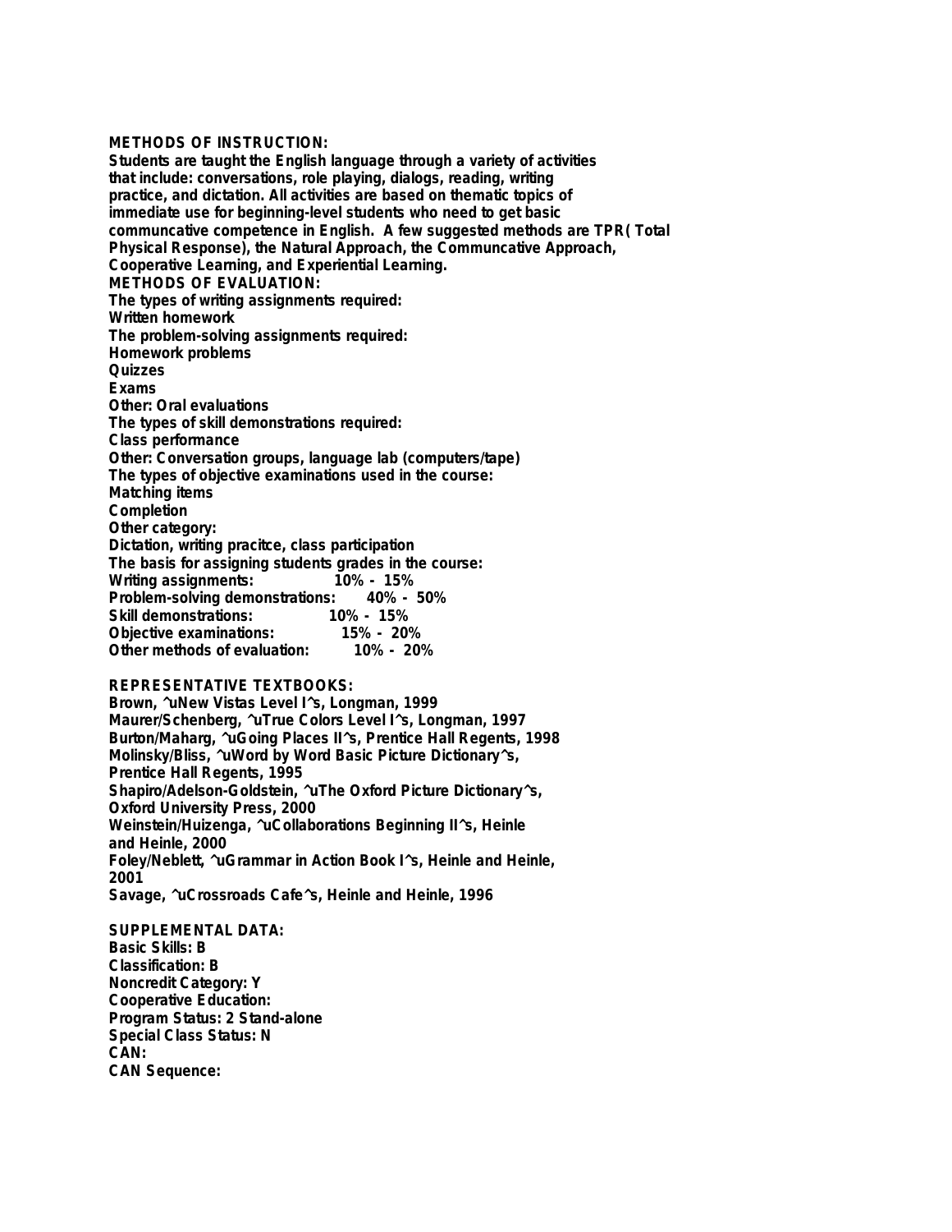**METHODS OF INSTRUCTION:**
Students are taught the English language through a variety of activities that include: conversations, role playing, dialogs, reading, writing practice, and dictation. All activities are based on thematic topics of immediate use for beginning-level students who need to get basic communcative competence in English. A few suggested methods are TPR( Total Physical Response), the Natural Approach, the Communcative Approach, Cooperative Learning, and Experiential Learning.

**METHODS OF EVALUATION:**
The types of writing assignments required:
Written homework
The problem-solving assignments required:
Homework problems
Quizzes
Exams
Other: Oral evaluations
The types of skill demonstrations required:
Class performance
Other: Conversation groups, language lab (computers/tape)
The types of objective examinations used in the course:
Matching items
Completion
Other category:
Dictation, writing pracitce, class participation
The basis for assigning students grades in the course:
Writing assignments: 10% - 15%
Problem-solving demonstrations: 40% - 50%
Skill demonstrations: 10% - 15%
Objective examinations: 15% - 20%
Other methods of evaluation: 10% - 20%

**REPRESENTATIVE TEXTBOOKS:**
Brown, ^uNew Vistas Level I^s, Longman, 1999
Maurer/Schenberg, ^uTrue Colors Level I^s, Longman, 1997
Burton/Maharg, ^uGoing Places II^s, Prentice Hall Regents, 1998
Molinsky/Bliss, ^uWord by Word Basic Picture Dictionary^s, Prentice Hall Regents, 1995
Shapiro/Adelson-Goldstein, ^uThe Oxford Picture Dictionary^s, Oxford University Press, 2000
Weinstein/Huizenga, ^uCollaborations Beginning II^s, Heinle and Heinle, 2000
Foley/Neblett, ^uGrammar in Action Book I^s, Heinle and Heinle, 2001
Savage, ^uCrossroads Cafe^s, Heinle and Heinle, 1996

**SUPPLEMENTAL DATA:**
Basic Skills: B
Classification: B
Noncredit Category: Y
Cooperative Education:
Program Status: 2 Stand-alone
Special Class Status: N
CAN:
CAN Sequence: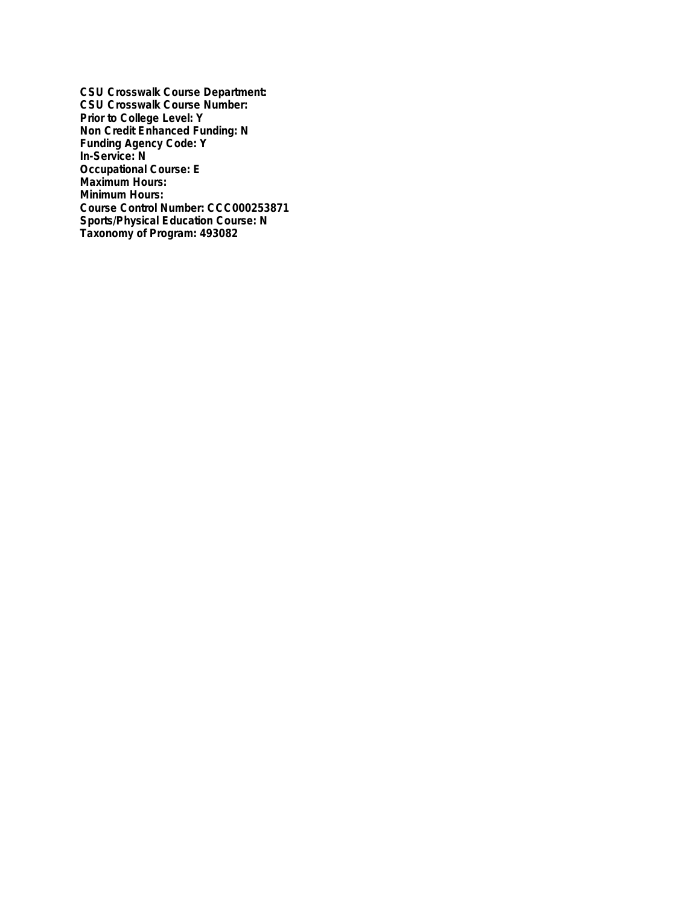**CSU Crosswalk Course Department:**
**CSU Crosswalk Course Number:**
**Prior to College Level: Y**
**Non Credit Enhanced Funding: N**
**Funding Agency Code: Y**
**In-Service: N**
**Occupational Course: E**
**Maximum Hours:**
**Minimum Hours:**
**Course Control Number: CCC000253871**
**Sports/Physical Education Course: N**
**Taxonomy of Program: 493082**